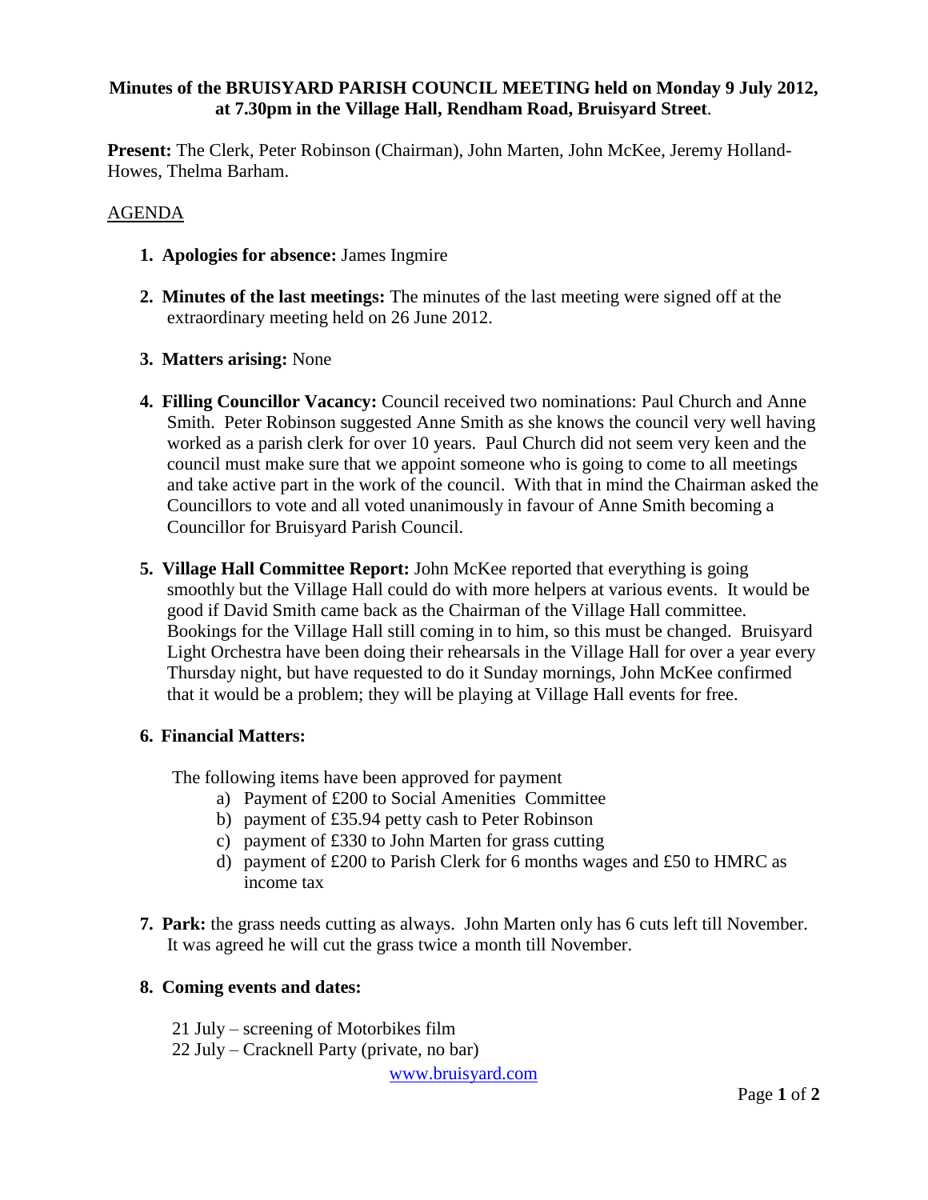**Minutes of the BRUISYARD PARISH COUNCIL MEETING held on Monday 9 July 2012, at 7.30pm in the Village Hall, Rendham Road, Bruisyard Street**.

**Present:** The Clerk, Peter Robinson (Chairman), John Marten, John McKee, Jeremy Holland-Howes, Thelma Barham.

AGENDA

1. **Apologies for absence:** James Ingmire

2. **Minutes of the last meetings:** The minutes of the last meeting were signed off at the extraordinary meeting held on 26 June 2012.

3. **Matters arising:** None

4. **Filling Councillor Vacancy:** Council received two nominations: Paul Church and Anne Smith. Peter Robinson suggested Anne Smith as she knows the council very well having worked as a parish clerk for over 10 years. Paul Church did not seem very keen and the council must make sure that we appoint someone who is going to come to all meetings and take active part in the work of the council. With that in mind the Chairman asked the Councillors to vote and all voted unanimously in favour of Anne Smith becoming a Councillor for Bruisyard Parish Council.

5. **Village Hall Committee Report:** John McKee reported that everything is going smoothly but the Village Hall could do with more helpers at various events. It would be good if David Smith came back as the Chairman of the Village Hall committee. Bookings for the Village Hall still coming in to him, so this must be changed. Bruisyard Light Orchestra have been doing their rehearsals in the Village Hall for over a year every Thursday night, but have requested to do it Sunday mornings, John McKee confirmed that it would be a problem; they will be playing at Village Hall events for free.

6. **Financial Matters:**

   The following items have been approved for payment

   a) Payment of £200 to Social Amenities Committee
   b) payment of £35.94 petty cash to Peter Robinson
   c) payment of £330 to John Marten for grass cutting
   d) payment of £200 to Parish Clerk for 6 months wages and £50 to HMRC as income tax

7. **Park:** the grass needs cutting as always. John Marten only has 6 cuts left till November. It was agreed he will cut the grass twice a month till November.

8. **Coming events and dates:**

   21 July – screening of Motorbikes film
   22 July – Cracknell Party (private, no bar)

www.bruisyard.com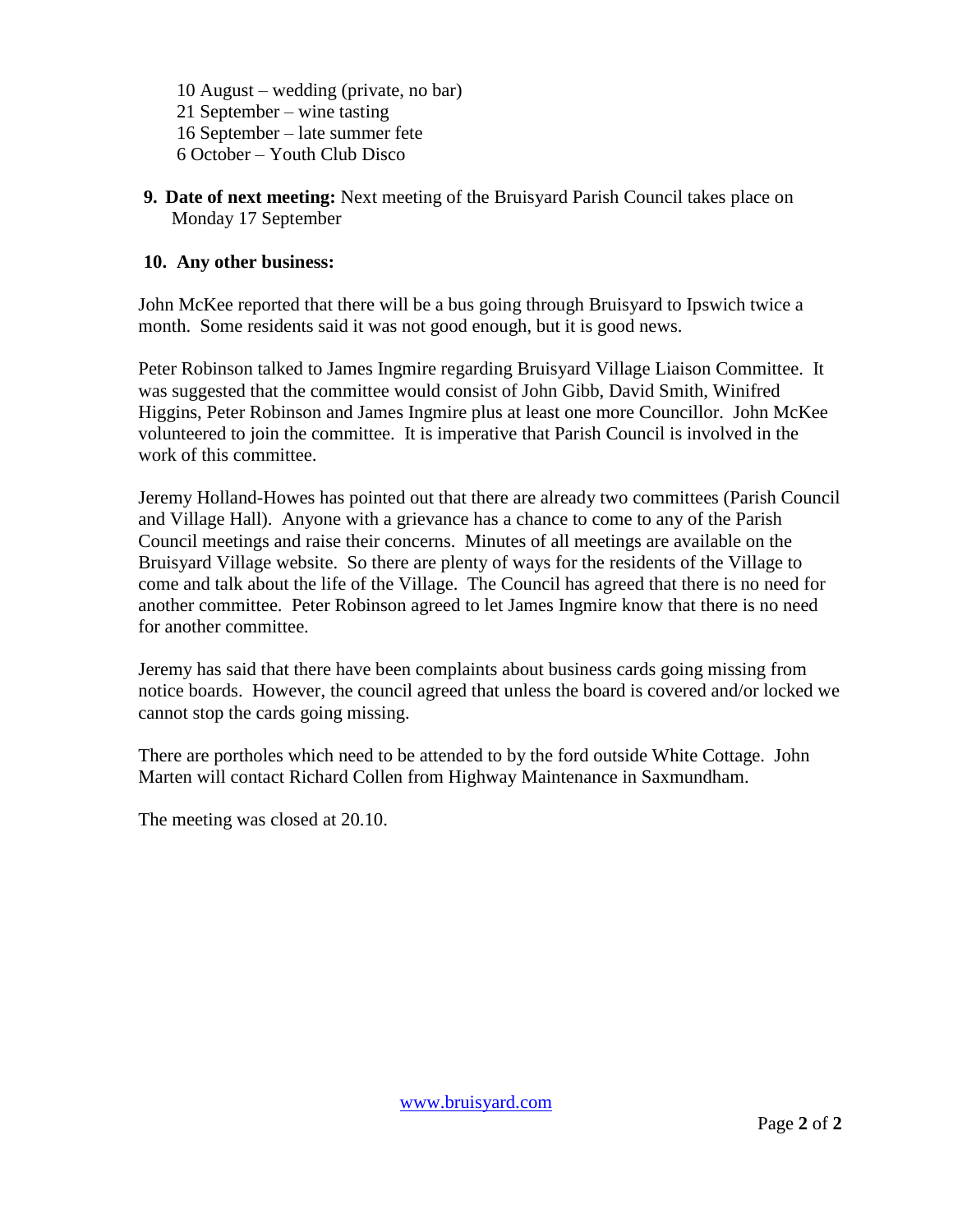10 August – wedding (private, no bar)
21 September – wine tasting
16 September – late summer fete
6 October – Youth Club Disco

**9. Date of next meeting:** Next meeting of the Bruisyard Parish Council takes place on Monday 17 September

**10. Any other business:**

John McKee reported that there will be a bus going through Bruisyard to Ipswich twice a month. Some residents said it was not good enough, but it is good news.

Peter Robinson talked to James Ingmire regarding Bruisyard Village Liaison Committee. It was suggested that the committee would consist of John Gibb, David Smith, Winifred Higgins, Peter Robinson and James Ingmire plus at least one more Councillor. John McKee volunteered to join the committee. It is imperative that Parish Council is involved in the work of this committee.

Jeremy Holland-Howes has pointed out that there are already two committees (Parish Council and Village Hall). Anyone with a grievance has a chance to come to any of the Parish Council meetings and raise their concerns. Minutes of all meetings are available on the Bruisyard Village website. So there are plenty of ways for the residents of the Village to come and talk about the life of the Village. The Council has agreed that there is no need for another committee. Peter Robinson agreed to let James Ingmire know that there is no need for another committee.

Jeremy has said that there have been complaints about business cards going missing from notice boards. However, the council agreed that unless the board is covered and/or locked we cannot stop the cards going missing.

There are portholes which need to be attended to by the ford outside White Cottage. John Marten will contact Richard Collen from Highway Maintenance in Saxmundham.

The meeting was closed at 20.10.

www.bruisyard.com